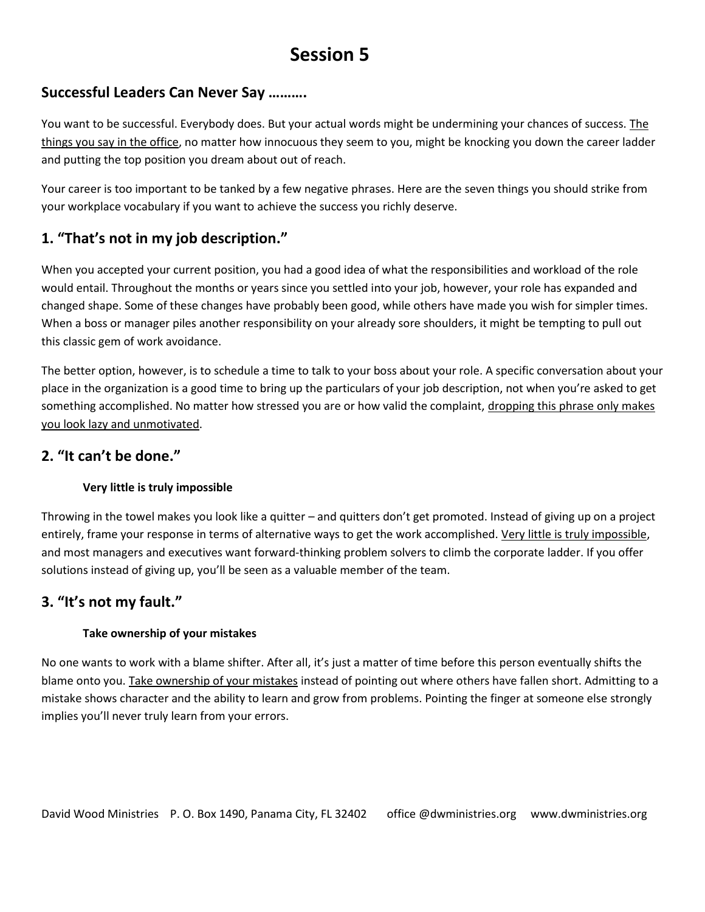# Session 5

## Successful Leaders Can Never Say ……….

You want to be successful. Everybody does. But your actual words might be undermining your chances of success. The things you say in the office, no matter how innocuous they seem to you, might be knocking you down the career ladder and putting the top position you dream about out of reach.

Your career is too important to be tanked by a few negative phrases. Here are the seven things you should strike from your workplace vocabulary if you want to achieve the success you richly deserve.

## 1. "That's not in my job description."

When you accepted your current position, you had a good idea of what the responsibilities and workload of the role would entail. Throughout the months or years since you settled into your job, however, your role has expanded and changed shape. Some of these changes have probably been good, while others have made you wish for simpler times. When a boss or manager piles another responsibility on your already sore shoulders, it might be tempting to pull out this classic gem of work avoidance.

The better option, however, is to schedule a time to talk to your boss about your role. A specific conversation about your place in the organization is a good time to bring up the particulars of your job description, not when you're asked to get something accomplished. No matter how stressed you are or how valid the complaint, dropping this phrase only makes you look lazy and unmotivated.

## 2. "It can't be done."

**Very little is truly impossible**

Throwing in the towel makes you look like a quitter – and quitters don't get promoted. Instead of giving up on a project entirely, frame your response in terms of alternative ways to get the work accomplished. Very little is truly impossible, and most managers and executives want forward-thinking problem solvers to climb the corporate ladder. If you offer solutions instead of giving up, you'll be seen as a valuable member of the team.

## 3. "It's not my fault."

**Take ownership of your mistakes**

No one wants to work with a blame shifter. After all, it's just a matter of time before this person eventually shifts the blame onto you. Take ownership of your mistakes instead of pointing out where others have fallen short. Admitting to a mistake shows character and the ability to learn and grow from problems. Pointing the finger at someone else strongly implies you'll never truly learn from your errors.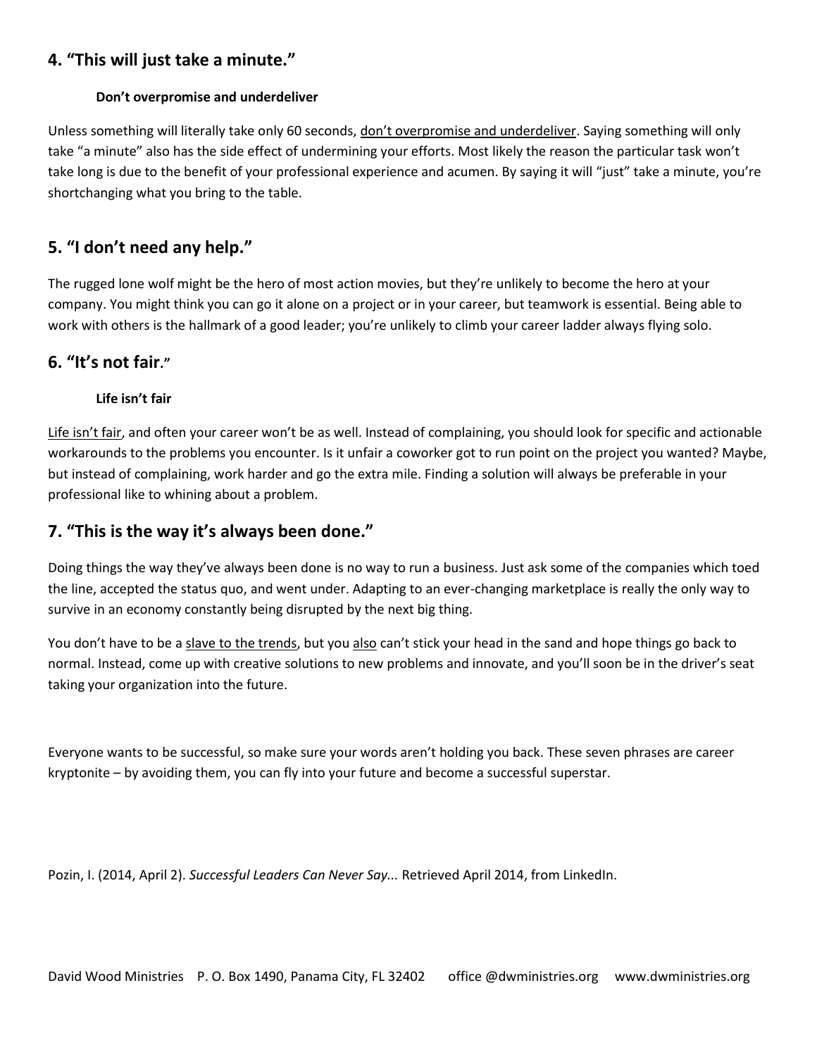## 4. "This will just take a minute."

**Don't overpromise and underdeliver**

Unless something will literally take only 60 seconds, don't overpromise and underdeliver. Saying something will only take "a minute" also has the side effect of undermining your efforts. Most likely the reason the particular task won't take long is due to the benefit of your professional experience and acumen. By saying it will "just" take a minute, you're shortchanging what you bring to the table.

## 5. "I don't need any help."

The rugged lone wolf might be the hero of most action movies, but they're unlikely to become the hero at your company. You might think you can go it alone on a project or in your career, but teamwork is essential. Being able to work with others is the hallmark of a good leader; you're unlikely to climb your career ladder always flying solo.

## 6. "It's not fair."

**Life isn't fair**

Life isn't fair, and often your career won't be as well. Instead of complaining, you should look for specific and actionable workarounds to the problems you encounter. Is it unfair a coworker got to run point on the project you wanted? Maybe, but instead of complaining, work harder and go the extra mile. Finding a solution will always be preferable in your professional like to whining about a problem.

## 7. "This is the way it's always been done."

Doing things the way they've always been done is no way to run a business. Just ask some of the companies which toed the line, accepted the status quo, and went under. Adapting to an ever-changing marketplace is really the only way to survive in an economy constantly being disrupted by the next big thing.

You don't have to be a slave to the trends, but you also can't stick your head in the sand and hope things go back to normal. Instead, come up with creative solutions to new problems and innovate, and you'll soon be in the driver's seat taking your organization into the future.

Everyone wants to be successful, so make sure your words aren't holding you back. These seven phrases are career kryptonite – by avoiding them, you can fly into your future and become a successful superstar.

Pozin, I. (2014, April 2). *Successful Leaders Can Never Say...* Retrieved April 2014, from LinkedIn.

David Wood Ministries P. O. Box 1490, Panama City, FL 32402 office @dwministries.org www.dwministries.org